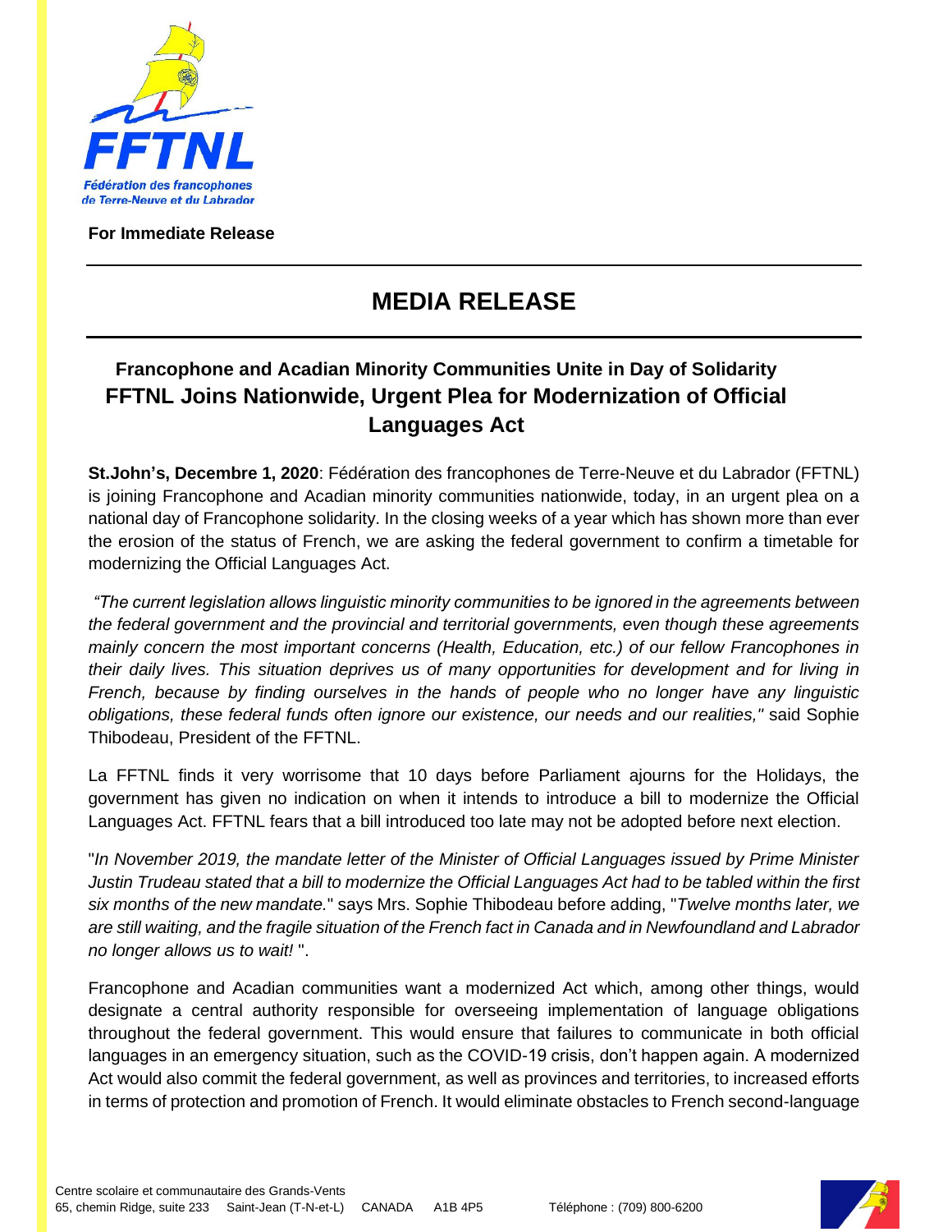Fédération des francophones de Terre-Neuve et du Labrador

**For Immediate Release**

# MEDIA RELEASE

## Francophone and Acadian Minority Communities Unite in Day of Solidarity
## FFTNL Joins Nationwide, Urgent Plea for Modernization of Official Languages Act

**St.John's, Decembre 1, 2020**: Fédération des francophones de Terre-Neuve et du Labrador (FFTNL) is joining Francophone and Acadian minority communities nationwide, today, in an urgent plea on a national day of Francophone solidarity. In the closing weeks of a year which has shown more than ever the erosion of the status of French, we are asking the federal government to confirm a timetable for modernizing the Official Languages Act.

*"The current legislation allows linguistic minority communities to be ignored in the agreements between the federal government and the provincial and territorial governments, even though these agreements mainly concern the most important concerns (Health, Education, etc.) of our fellow Francophones in their daily lives. This situation deprives us of many opportunities for development and for living in French, because by finding ourselves in the hands of people who no longer have any linguistic obligations, these federal funds often ignore our existence, our needs and our realities,"* said Sophie Thibodeau, President of the FFTNL.

La FFTNL finds it very worrisome that 10 days before Parliament ajourns for the Holidays, the government has given no indication on when it intends to introduce a bill to modernize the Official Languages Act. FFTNL fears that a bill introduced too late may not be adopted before next election.

"*In November 2019, the mandate letter of the Minister of Official Languages issued by Prime Minister Justin Trudeau stated that a bill to modernize the Official Languages Act had to be tabled within the first six months of the new mandate.*" says Mrs. Sophie Thibodeau before adding, "*Twelve months later, we are still waiting, and the fragile situation of the French fact in Canada and in Newfoundland and Labrador no longer allows us to wait!* ".

Francophone and Acadian communities want a modernized Act which, among other things, would designate a central authority responsible for overseeing implementation of language obligations throughout the federal government. This would ensure that failures to communicate in both official languages in an emergency situation, such as the COVID-19 crisis, don't happen again. A modernized Act would also commit the federal government, as well as provinces and territories, to increased efforts in terms of protection and promotion of French. It would eliminate obstacles to French second-language

Centre scolaire et communautaire des Grands-Vents
65, chemin Ridge, suite 233 Saint-Jean (T-N-et-L) CANADA A1B 4P5 Téléphone : (709) 800-6200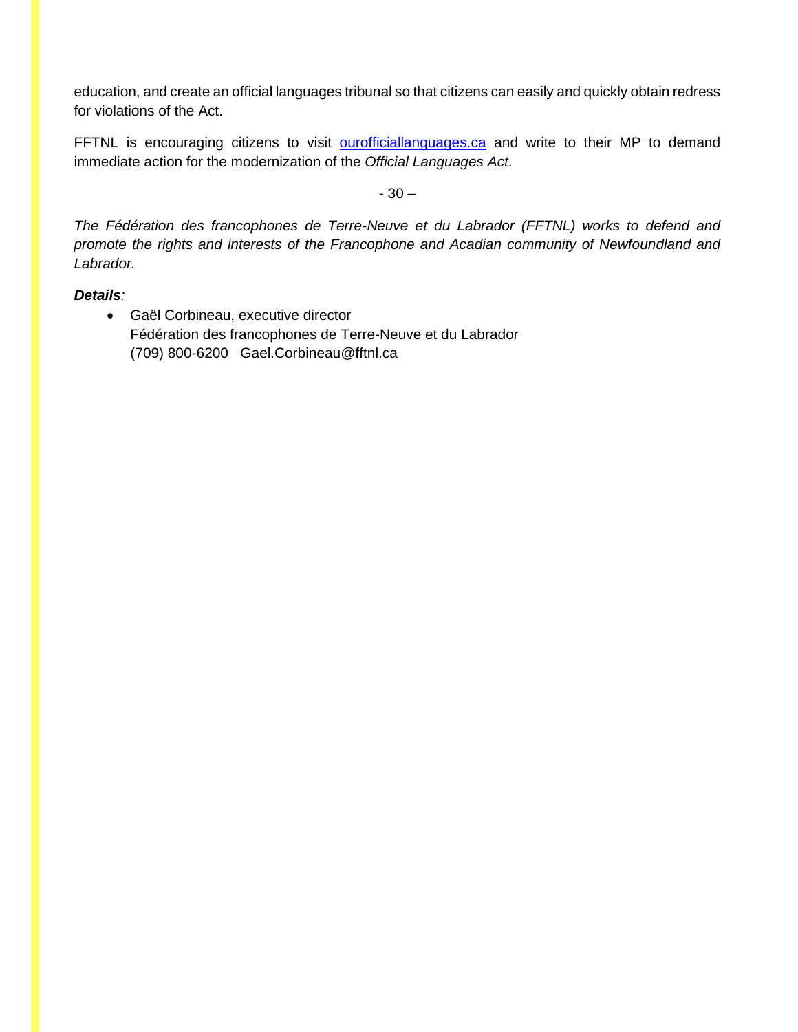education, and create an official languages tribunal so that citizens can easily and quickly obtain redress for violations of the Act.

FFTNL is encouraging citizens to visit [ourofficiallanguages.ca](ourofficiallanguages.ca) and write to their MP to demand immediate action for the modernization of the *Official Languages Act*.

- 30 –

*The Fédération des francophones de Terre-Neuve et du Labrador (FFTNL) works to defend and promote the rights and interests of the Francophone and Acadian community of Newfoundland and Labrador.*

***Details**:*

- Gaël Corbineau, executive director
  Fédération des francophones de Terre-Neuve et du Labrador
  (709) 800-6200 Gael.Corbineau@fftnl.ca